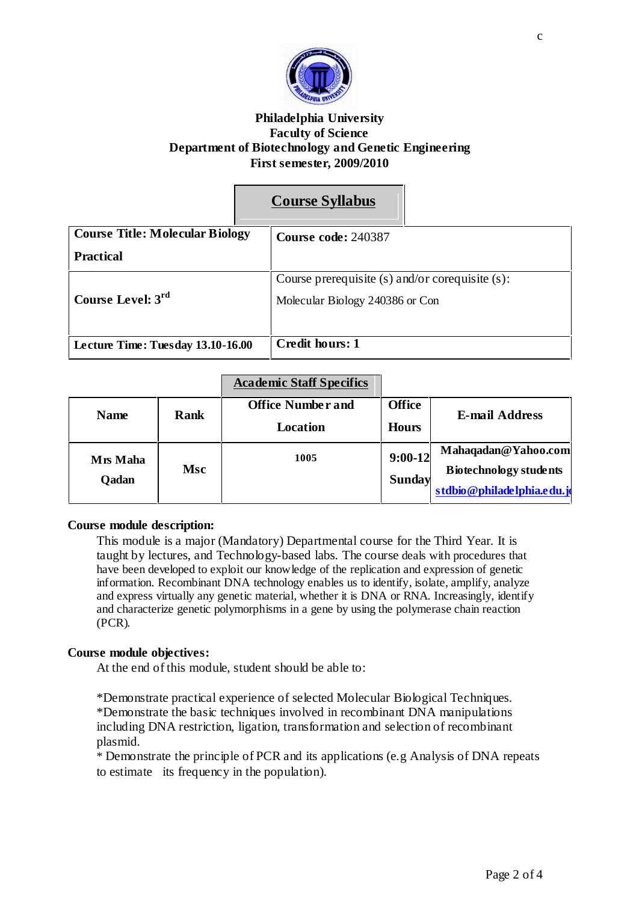**Philadelphia University**
**Faculty of Science**
**Department of Biotechnology and Genetic Engineering**
**First semester, 2009/2010**

# Course Syllabus

| | |
|---|---|
| **Course Title: Molecular Biology Practical** | **Course code:** 240387 |
| **Course Level: 3rd** | Course prerequisite (s) and/or corequisite (s): Molecular Biology 240386 or Con |
| **Lecture Time: Tuesday 13.10-16.00** | **Credit hours: 1** |

## Academic Staff Specifics

| Name | Rank | Office Number and Location | Office Hours | E-mail Address |
|---|---|---|---|---|
| Mrs Maha Qadan | Msc | 1005 | 9:00-12 Sunday | Mahaqadan@Yahoo.com Biotechnology students stdbio@philadelphia.edu.jo |

**Course module description:**

This module is a major (Mandatory) Departmental course for the Third Year. It is taught by lectures, and Technology-based labs. The course deals with procedures that have been developed to exploit our knowledge of the replication and expression of genetic information. Recombinant DNA technology enables us to identify, isolate, amplify, analyze and express virtually any genetic material, whether it is DNA or RNA. Increasingly, identify and characterize genetic polymorphisms in a gene by using the polymerase chain reaction (PCR).

**Course module objectives:**

At the end of this module, student should be able to:

*Demonstrate practical experience of selected Molecular Biological Techniques.
*Demonstrate the basic techniques involved in recombinant DNA manipulations including DNA restriction, ligation, transformation and selection of recombinant plasmid.
* Demonstrate the principle of PCR and its applications (e.g Analysis of DNA repeats to estimate its frequency in the population).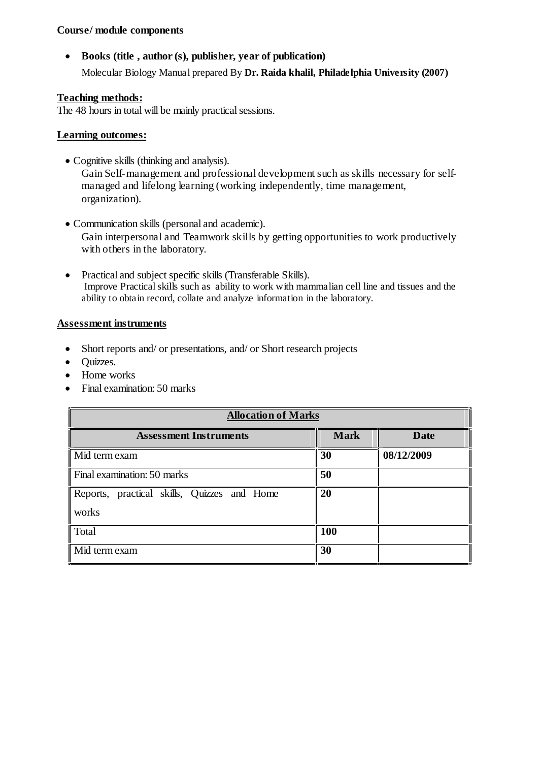**Course/ module components**

- **Books (title , author (s), publisher, year of publication)**

  Molecular Biology Manual prepared By **Dr. Raida khalil, Philadelphia University (2007)**

## Teaching methods:

The 48 hours in total will be mainly practical sessions.

## Learning outcomes:

- Cognitive skills (thinking and analysis).

  Gain Self-management and professional development such as skills necessary for self-managed and lifelong learning (working independently, time management, organization).

- Communication skills (personal and academic).

  Gain interpersonal and Teamwork skills by getting opportunities to work productively with others in the laboratory.

- Practical and subject specific skills (Transferable Skills).

  Improve Practical skills such as ability to work with mammalian cell line and tissues and the ability to obtain record, collate and analyze information in the laboratory.

## Assessment instruments

- Short reports and/ or presentations, and/ or Short research projects
- Quizzes.
- Home works
- Final examination: 50 marks

| Allocation of Marks | | |
|---|---|---|
| **Assessment Instruments** | **Mark** | **Date** |
| Mid term exam | **30** | **08/12/2009** |
| Final examination: 50 marks | **50** | |
| Reports, practical skills, Quizzes and Home works | **20** | |
| Total | **100** | |
| Mid term exam | **30** | |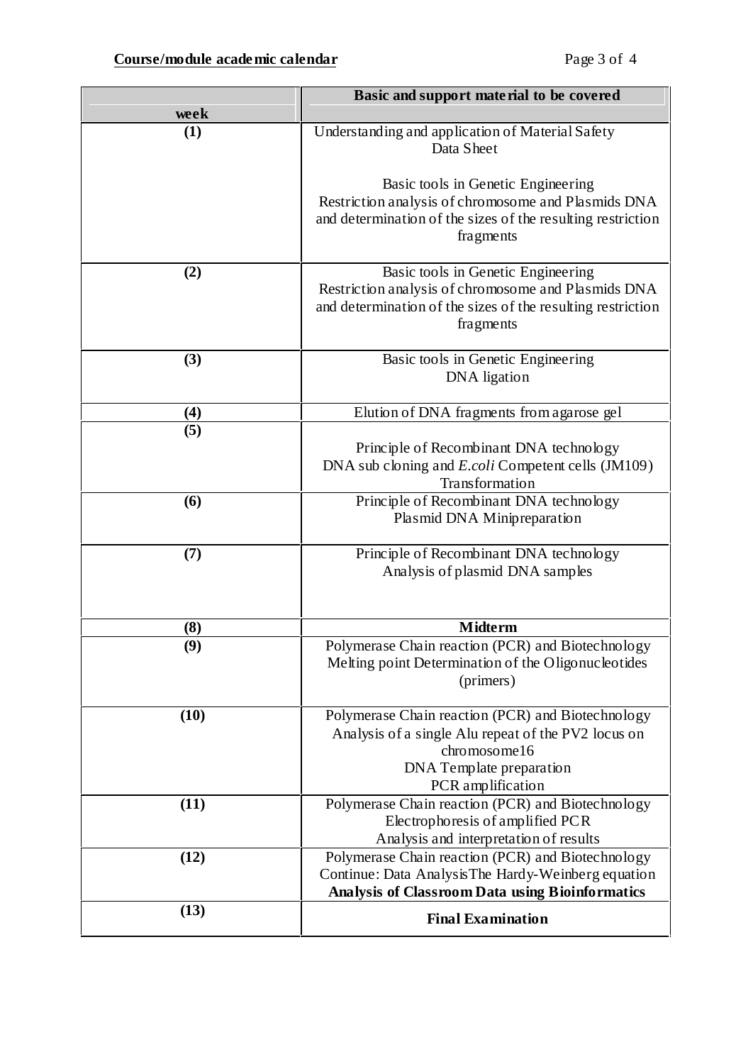**Course/module academic calendar**

| week | Basic and support material to be covered |
|---|---|
| **(1)** | Understanding and application of Material Safety Data Sheet<br><br>Basic tools in Genetic Engineering<br>Restriction analysis of chromosome and Plasmids DNA and determination of the sizes of the resulting restriction fragments |
| **(2)** | Basic tools in Genetic Engineering<br>Restriction analysis of chromosome and Plasmids DNA and determination of the sizes of the resulting restriction fragments |
| **(3)** | Basic tools in Genetic Engineering<br>DNA ligation |
| **(4)** | Elution of DNA fragments from agarose gel |
| **(5)** | Principle of Recombinant DNA technology<br>DNA sub cloning and *E.coli* Competent cells (JM109)<br>Transformation |
| **(6)** | Principle of Recombinant DNA technology<br>Plasmid DNA Minipreparation |
| **(7)** | Principle of Recombinant DNA technology<br>Analysis of plasmid DNA samples |
| **(8)** | **Midterm** |
| **(9)** | Polymerase Chain reaction (PCR) and Biotechnology<br>Melting point Determination of the Oligonucleotides (primers) |
| **(10)** | Polymerase Chain reaction (PCR) and Biotechnology<br>Analysis of a single Alu repeat of the PV2 locus on chromosome16<br>DNA Template preparation<br>PCR amplification |
| **(11)** | Polymerase Chain reaction (PCR) and Biotechnology<br>Electrophoresis of amplified PCR<br>Analysis and interpretation of results |
| **(12)** | Polymerase Chain reaction (PCR) and Biotechnology<br>Continue: Data AnalysisThe Hardy-Weinberg equation<br>**Analysis of Classroom Data using Bioinformatics** |
| **(13)** | **Final Examination** |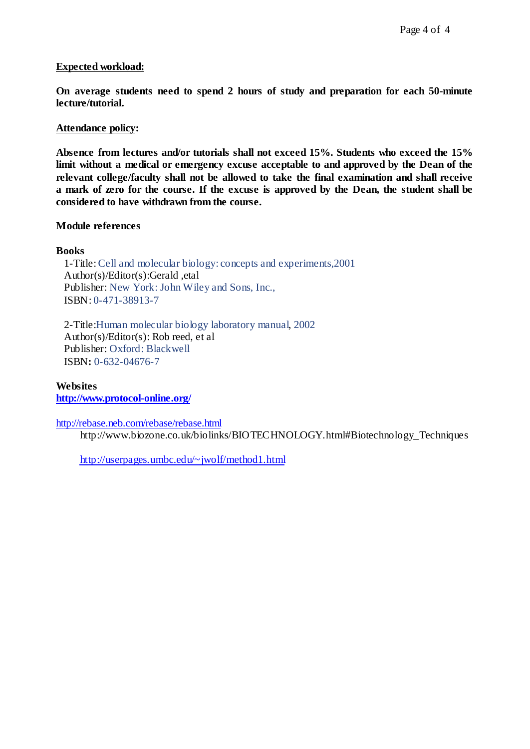**Expected workload:**

**On average students need to spend 2 hours of study and preparation for each 50-minute lecture/tutorial.**

**Attendance policy:**

**Absence from lectures and/or tutorials shall not exceed 15%. Students who exceed the 15% limit without a medical or emergency excuse acceptable to and approved by the Dean of the relevant college/faculty shall not be allowed to take the final examination and shall receive a mark of zero for the course. If the excuse is approved by the Dean, the student shall be considered to have withdrawn from the course.**

**Module references**

**Books**

1-Title: Cell and molecular biology: concepts and experiments,2001
Author(s)/Editor(s):Gerald ,etal
Publisher: New York: John Wiley and Sons, Inc.,
ISBN: 0-471-38913-7

2-Title:Human molecular biology laboratory manual, 2002
Author(s)/Editor(s): Rob reed, et al
Publisher: Oxford: Blackwell
ISBN**:** 0-632-04676-7

**Websites**

**http://www.protocol-online.org/**

http://rebase.neb.com/rebase/rebase.html

http://www.biozone.co.uk/biolinks/BIOTECHNOLOGY.html#Biotechnology_Techniques

http://userpages.umbc.edu/~jwolf/method1.html